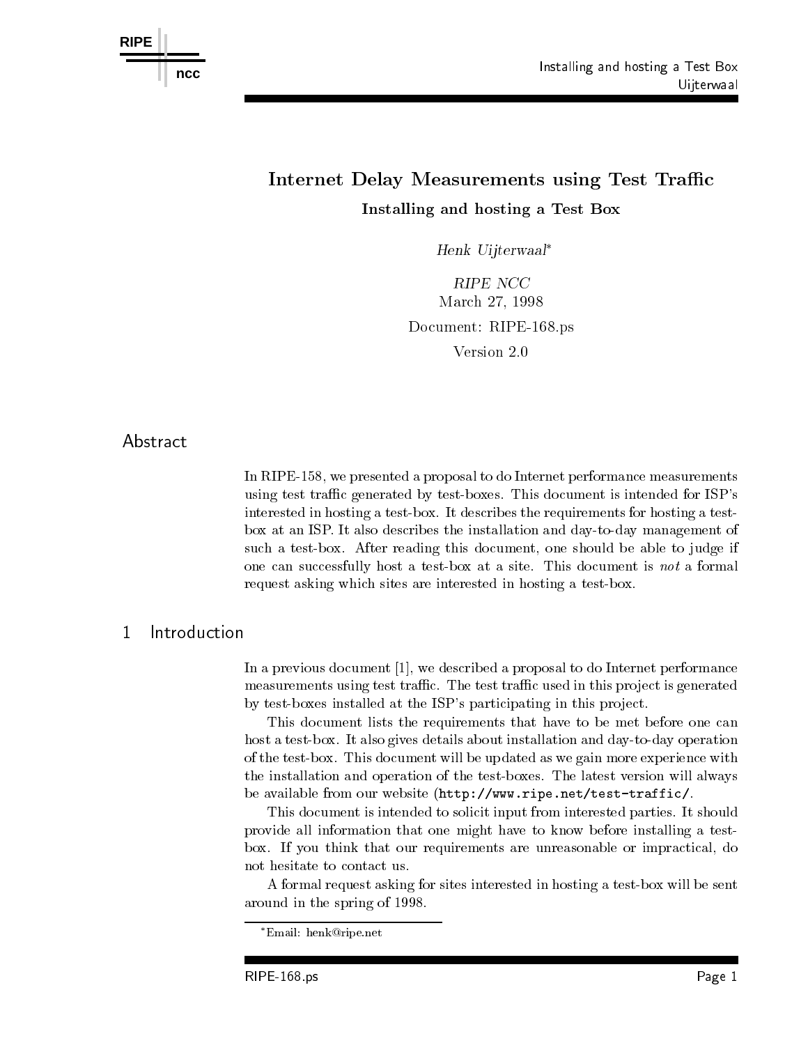# Internet Delay Measurements using Test Traffic

## Installing and hosting a Test Box

*Henk Uijterwaal*[*]

*RIPE NCC*
March 27, 1998

Document: RIPE-168.ps

Version 2.0

## Abstract

In RIPE-158, we presented a proposal to do Internet performance measurements using test traffic generated by test-boxes. This document is intended for ISP's interested in hosting a test-box. It describes the requirements for hosting a test-box at an ISP. It also describes the installation and day-to-day management of such a test-box. After reading this document, one should be able to judge if one can successfully host a test-box at a site. This document is *not* a formal request asking which sites are interested in hosting a test-box.

## 1 Introduction

In a previous document [1], we described a proposal to do Internet performance measurements using test traffic. The test traffic used in this project is generated by test-boxes installed at the ISP's participating in this project.

This document lists the requirements that have to be met before one can host a test-box. It also gives details about installation and day-to-day operation of the test-box. This document will be updated as we gain more experience with the installation and operation of the test-boxes. The latest version will always be available from our website (`http://www.ripe.net/test-traffic/`.

This document is intended to solicit input from interested parties. It should provide all information that one might have to know before installing a test-box. If you think that our requirements are unreasonable or impractical, do not hesitate to contact us.

A formal request asking for sites interested in hosting a test-box will be sent around in the spring of 1998.

[*] Email: henk@ripe.net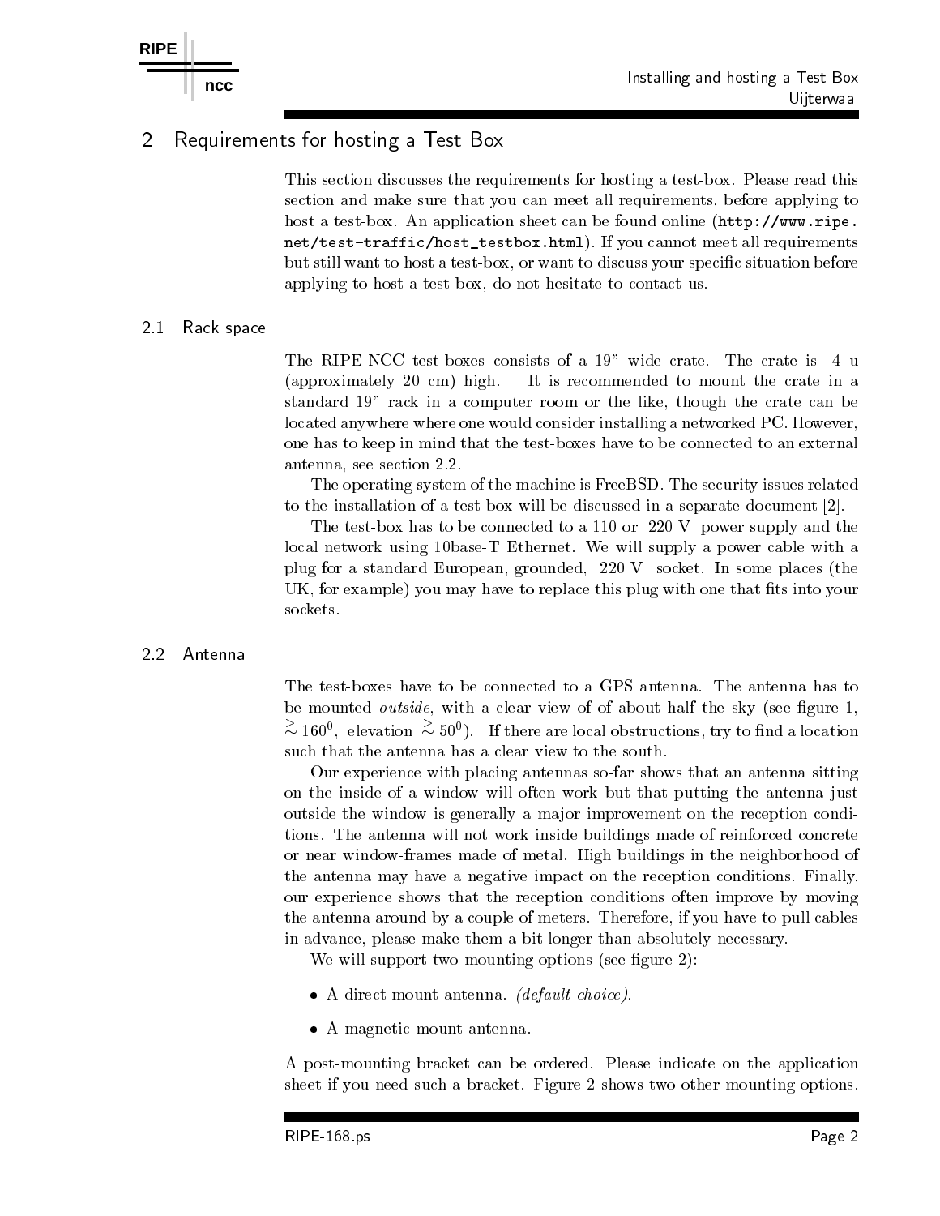## 2 Requirements for hosting a Test Box

This section discusses the requirements for hosting a test-box. Please read this section and make sure that you can meet all requirements, before applying to host a test-box. An application sheet can be found online (`http://www.ripe.net/test-traffic/host_testbox.html`). If you cannot meet all requirements but still want to host a test-box, or want to discuss your specific situation before applying to host a test-box, do not hesitate to contact us.

### 2.1 Rack space

The RIPE-NCC test-boxes consists of a 19" wide crate. The crate is 4 u (approximately 20 cm) high. It is recommended to mount the crate in a standard 19" rack in a computer room or the like, though the crate can be located anywhere where one would consider installing a networked PC. However, one has to keep in mind that the test-boxes have to be connected to an external antenna, see section 2.2.

The operating system of the machine is FreeBSD. The security issues related to the installation of a test-box will be discussed in a separate document [2].

The test-box has to be connected to a 110 or 220 V power supply and the local network using 10base-T Ethernet. We will supply a power cable with a plug for a standard European, grounded, 220 V socket. In some places (the UK, for example) you may have to replace this plug with one that fits into your sockets.

### 2.2 Antenna

The test-boxes have to be connected to a GPS antenna. The antenna has to be mounted *outside*, with a clear view of of about half the sky (see figure 1, $\gtrsim 160^0$, elevation $\lesssim 50^0$). If there are local obstructions, try to find a location such that the antenna has a clear view to the south.

Our experience with placing antennas so-far shows that an antenna sitting on the inside of a window will often work but that putting the antenna just outside the window is generally a major improvement on the reception conditions. The antenna will not work inside buildings made of reinforced concrete or near window-frames made of metal. High buildings in the neighborhood of the antenna may have a negative impact on the reception conditions. Finally, our experience shows that the reception conditions often improve by moving the antenna around by a couple of meters. Therefore, if you have to pull cables in advance, please make them a bit longer than absolutely necessary.

We will support two mounting options (see figure 2):

- A direct mount antenna. *(default choice).*
- A magnetic mount antenna.

A post-mounting bracket can be ordered. Please indicate on the application sheet if you need such a bracket. Figure 2 shows two other mounting options.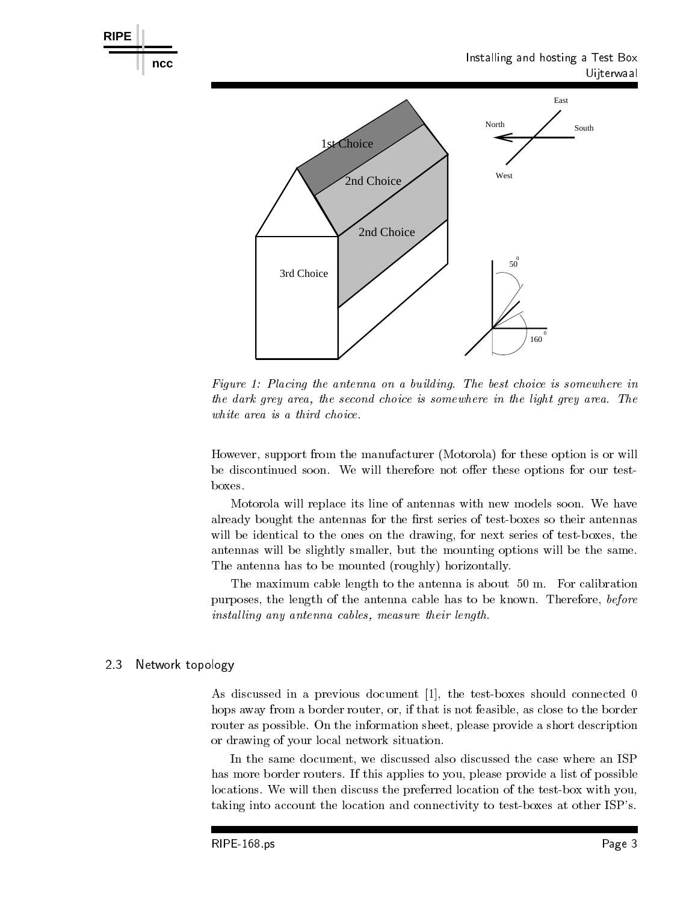Figure 1: *Placing the antenna on a building. The best choice is somewhere in the dark grey area, the second choice is somewhere in the light grey area. The white area is a third choice.*

However, support from the manufacturer (Motorola) for these option is or will be discontinued soon. We will therefore not offer these options for our test-boxes.

Motorola will replace its line of antennas with new models soon. We have already bought the antennas for the first series of test-boxes so their antennas will be identical to the ones on the drawing, for next series of test-boxes, the antennas will be slightly smaller, but the mounting options will be the same. The antenna has to be mounted (roughly) horizontally.

The maximum cable length to the antenna is about 50 m. For calibration purposes, the length of the antenna cable has to be known. Therefore, *before installing any antenna cables, measure their length.*

## 2.3 Network topology

As discussed in a previous document [1], the test-boxes should connected 0 hops away from a border router, or, if that is not feasible, as close to the border router as possible. On the information sheet, please provide a short description or drawing of your local network situation.

In the same document, we discussed also discussed the case where an ISP has more border routers. If this applies to you, please provide a list of possible locations. We will then discuss the preferred location of the test-box with you, taking into account the location and connectivity to test-boxes at other ISP's.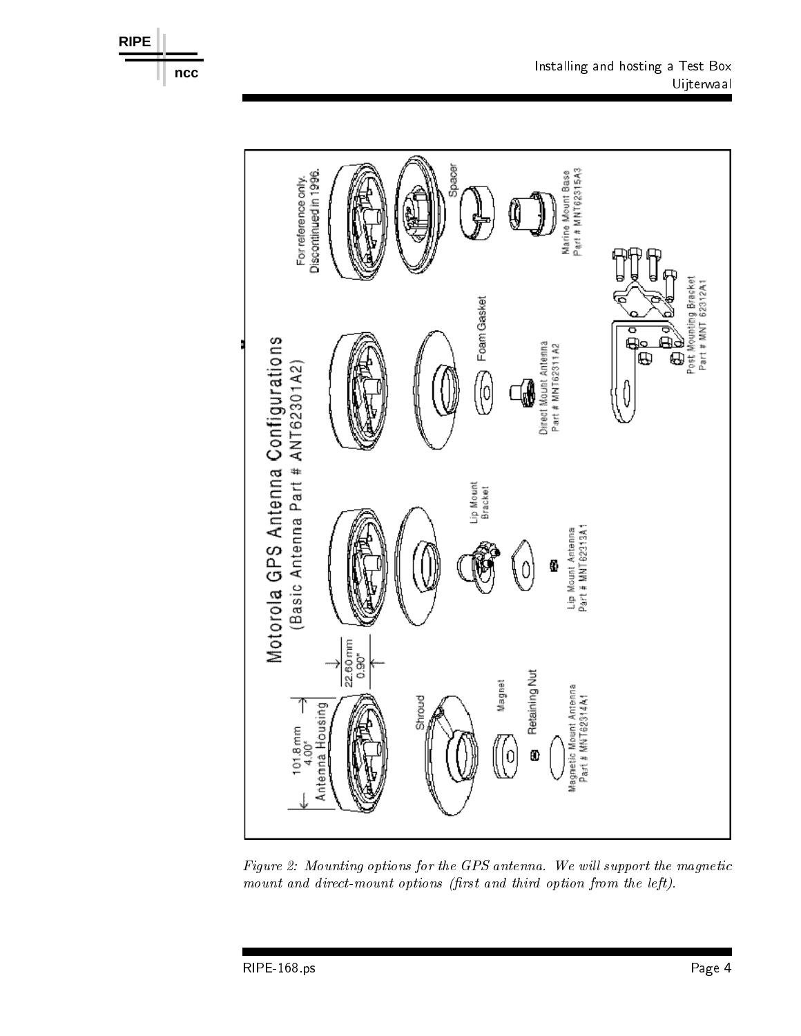Figure 2: Mounting options for the GPS antenna. We will support the magnetic mount and direct-mount options (first and third option from the left).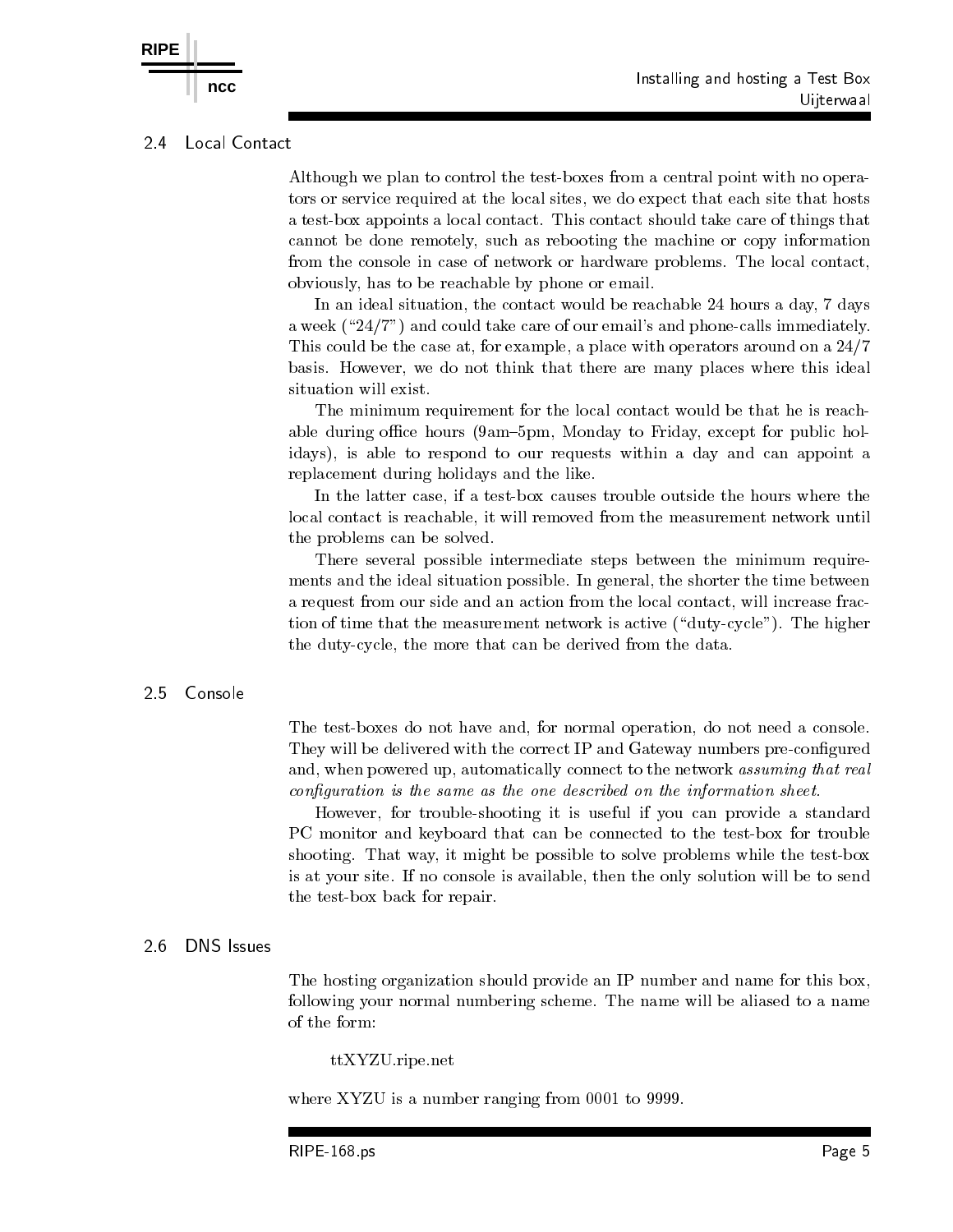### 2.4 Local Contact

Although we plan to control the test-boxes from a central point with no operators or service required at the local sites, we do expect that each site that hosts a test-box appoints a local contact. This contact should take care of things that cannot be done remotely, such as rebooting the machine or copy information from the console in case of network or hardware problems. The local contact, obviously, has to be reachable by phone or email.

In an ideal situation, the contact would be reachable 24 hours a day, 7 days a week ("24/7") and could take care of our email's and phone-calls immediately. This could be the case at, for example, a place with operators around on a 24/7 basis. However, we do not think that there are many places where this ideal situation will exist.

The minimum requirement for the local contact would be that he is reachable during office hours (9am–5pm, Monday to Friday, except for public holidays), is able to respond to our requests within a day and can appoint a replacement during holidays and the like.

In the latter case, if a test-box causes trouble outside the hours where the local contact is reachable, it will removed from the measurement network until the problems can be solved.

There several possible intermediate steps between the minimum requirements and the ideal situation possible. In general, the shorter the time between a request from our side and an action from the local contact, will increase fraction of time that the measurement network is active ("duty-cycle"). The higher the duty-cycle, the more that can be derived from the data.

### 2.5 Console

The test-boxes do not have and, for normal operation, do not need a console. They will be delivered with the correct IP and Gateway numbers pre-configured and, when powered up, automatically connect to the network *assuming that real configuration is the same as the one described on the information sheet.*

However, for trouble-shooting it is useful if you can provide a standard PC monitor and keyboard that can be connected to the test-box for trouble shooting. That way, it might be possible to solve problems while the test-box is at your site. If no console is available, then the only solution will be to send the test-box back for repair.

### 2.6 DNS Issues

The hosting organization should provide an IP number and name for this box, following your normal numbering scheme. The name will be aliased to a name of the form:

ttXYZU.ripe.net

where XYZU is a number ranging from 0001 to 9999.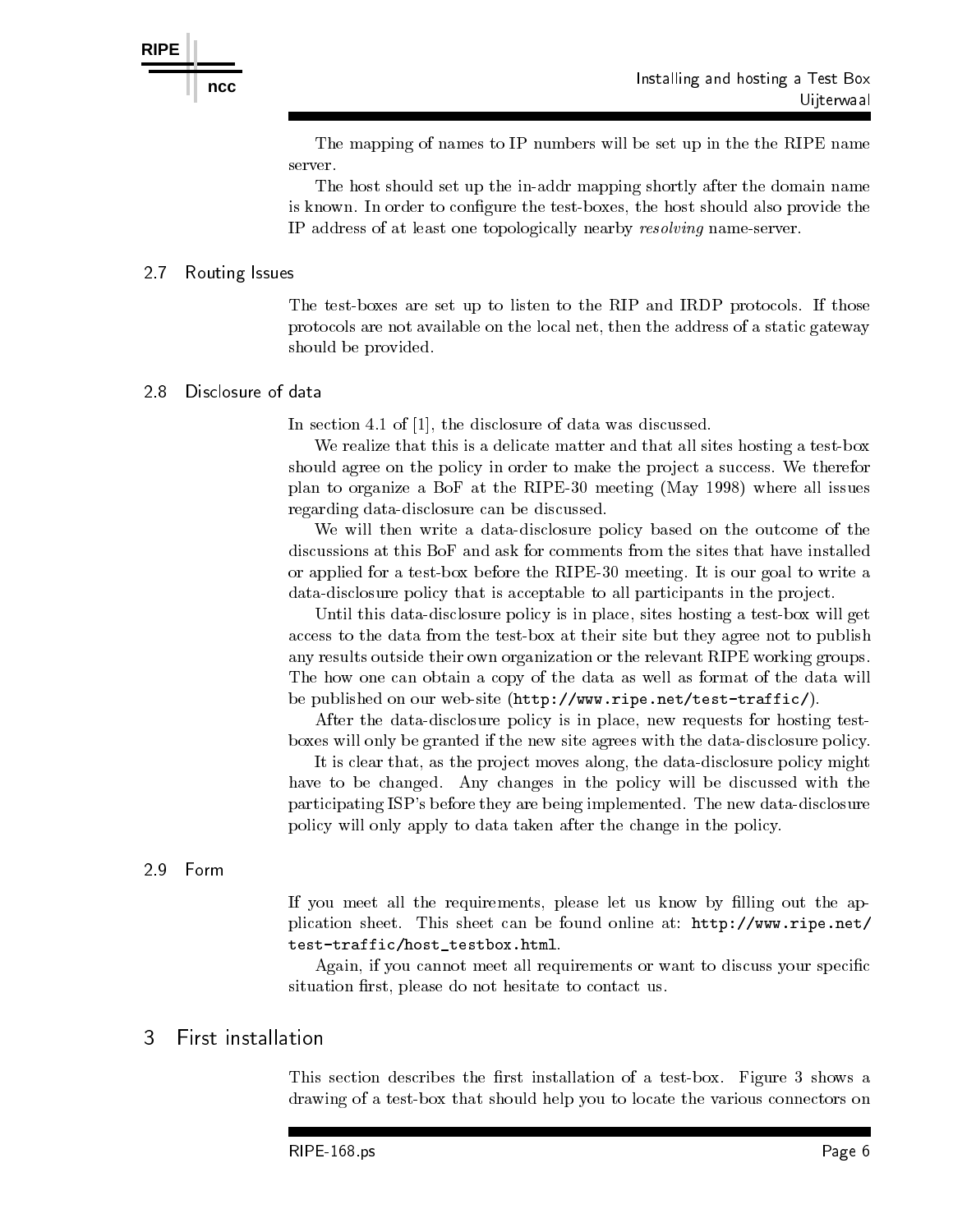The mapping of names to IP numbers will be set up in the the RIPE name server.

The host should set up the in-addr mapping shortly after the domain name is known. In order to configure the test-boxes, the host should also provide the IP address of at least one topologically nearby *resolving* name-server.

### 2.7 Routing Issues

The test-boxes are set up to listen to the RIP and IRDP protocols. If those protocols are not available on the local net, then the address of a static gateway should be provided.

### 2.8 Disclosure of data

In section 4.1 of [1], the disclosure of data was discussed.

We realize that this is a delicate matter and that all sites hosting a test-box should agree on the policy in order to make the project a success. We therefor plan to organize a BoF at the RIPE-30 meeting (May 1998) where all issues regarding data-disclosure can be discussed.

We will then write a data-disclosure policy based on the outcome of the discussions at this BoF and ask for comments from the sites that have installed or applied for a test-box before the RIPE-30 meeting. It is our goal to write a data-disclosure policy that is acceptable to all participants in the project.

Until this data-disclosure policy is in place, sites hosting a test-box will get access to the data from the test-box at their site but they agree not to publish any results outside their own organization or the relevant RIPE working groups. The how one can obtain a copy of the data as well as format of the data will be published on our web-site (`http://www.ripe.net/test-traffic/`).

After the data-disclosure policy is in place, new requests for hosting test-boxes will only be granted if the new site agrees with the data-disclosure policy.

It is clear that, as the project moves along, the data-disclosure policy might have to be changed. Any changes in the policy will be discussed with the participating ISP's before they are being implemented. The new data-disclosure policy will only apply to data taken after the change in the policy.

### 2.9 Form

If you meet all the requirements, please let us know by filling out the application sheet. This sheet can be found online at: `http://www.ripe.net/test-traffic/host_testbox.html`.

Again, if you cannot meet all requirements or want to discuss your specific situation first, please do not hesitate to contact us.

## 3 First installation

This section describes the first installation of a test-box. Figure 3 shows a drawing of a test-box that should help you to locate the various connectors on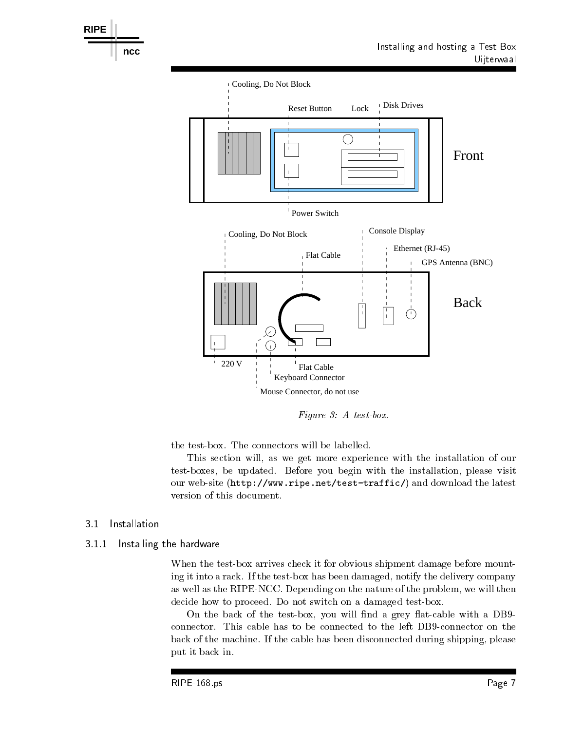Cooling, Do Not Block

Reset Button Lock Disk Drives

Front

Power Switch

Cooling, Do Not Block

Console Display

Ethernet (RJ-45)

Flat Cable

GPS Antenna (BNC)

Back

220 V

Flat Cable

Keyboard Connector

Mouse Connector, do not use

*Figure 3: A test-box.*

the test-box. The connectors will be labelled.

This section will, as we get more experience with the installation of our test-boxes, be updated. Before you begin with the installation, please visit our web-site (`http://www.ripe.net/test-traffic/`) and download the latest version of this document.

## 3.1 Installation

### 3.1.1 Installing the hardware

When the test-box arrives check it for obvious shipment damage before mounting it into a rack. If the test-box has been damaged, notify the delivery company as well as the RIPE-NCC. Depending on the nature of the problem, we will then decide how to proceed. Do not switch on a damaged test-box.

On the back of the test-box, you will find a grey flat-cable with a DB9-connector. This cable has to be connected to the left DB9-connector on the back of the machine. If the cable has been disconnected during shipping, please put it back in.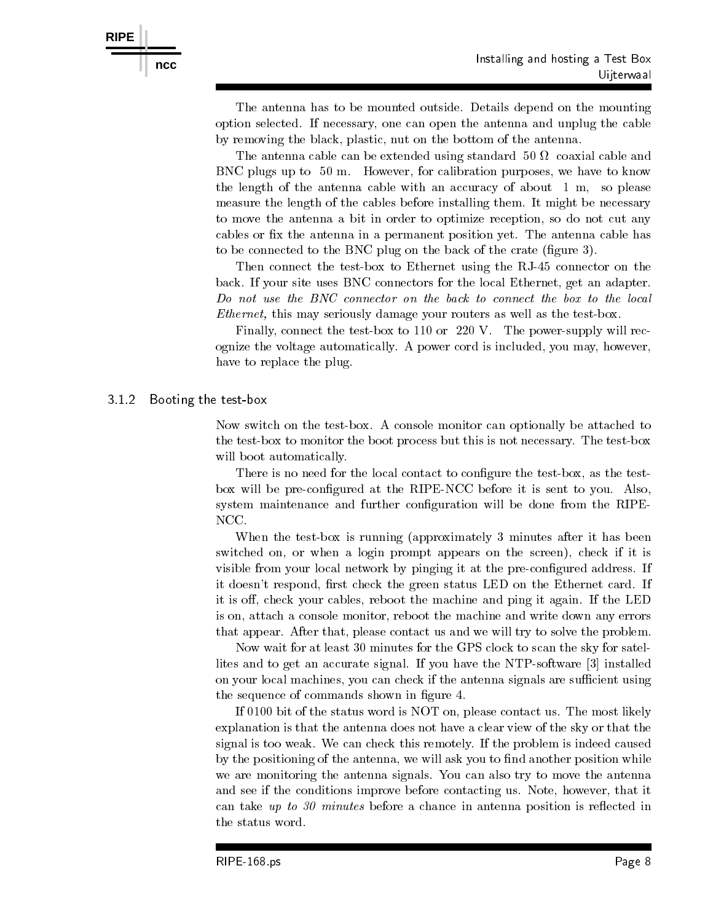The antenna has to be mounted outside. Details depend on the mounting option selected. If necessary, one can open the antenna and unplug the cable by removing the black, plastic, nut on the bottom of the antenna.

The antenna cable can be extended using standard $50\ \Omega$ coaxial cable and BNC plugs up to 50 m. However, for calibration purposes, we have to know the length of the antenna cable with an accuracy of about 1 m, so please measure the length of the cables before installing them. It might be necessary to move the antenna a bit in order to optimize reception, so do not cut any cables or fix the antenna in a permanent position yet. The antenna cable has to be connected to the BNC plug on the back of the crate (figure 3).

Then connect the test-box to Ethernet using the RJ-45 connector on the back. If your site uses BNC connectors for the local Ethernet, get an adapter. *Do not use the BNC connector on the back to connect the box to the local Ethernet,* this may seriously damage your routers as well as the test-box.

Finally, connect the test-box to 110 or 220 V. The power-supply will recognize the voltage automatically. A power cord is included, you may, however, have to replace the plug.

### 3.1.2 Booting the test-box

Now switch on the test-box. A console monitor can optionally be attached to the test-box to monitor the boot process but this is not necessary. The test-box will boot automatically.

There is no need for the local contact to configure the test-box, as the test-box will be pre-configured at the RIPE-NCC before it is sent to you. Also, system maintenance and further configuration will be done from the RIPE-NCC.

When the test-box is running (approximately 3 minutes after it has been switched on, or when a login prompt appears on the screen), check if it is visible from your local network by pinging it at the pre-configured address. If it doesn't respond, first check the green status LED on the Ethernet card. If it is off, check your cables, reboot the machine and ping it again. If the LED is on, attach a console monitor, reboot the machine and write down any errors that appear. After that, please contact us and we will try to solve the problem.

Now wait for at least 30 minutes for the GPS clock to scan the sky for satellites and to get an accurate signal. If you have the NTP-software [3] installed on your local machines, you can check if the antenna signals are sufficient using the sequence of commands shown in figure 4.

If 0100 bit of the status word is NOT on, please contact us. The most likely explanation is that the antenna does not have a clear view of the sky or that the signal is too weak. We can check this remotely. If the problem is indeed caused by the positioning of the antenna, we will ask you to find another position while we are monitoring the antenna signals. You can also try to move the antenna and see if the conditions improve before contacting us. Note, however, that it can take *up to 30 minutes* before a chance in antenna position is reflected in the status word.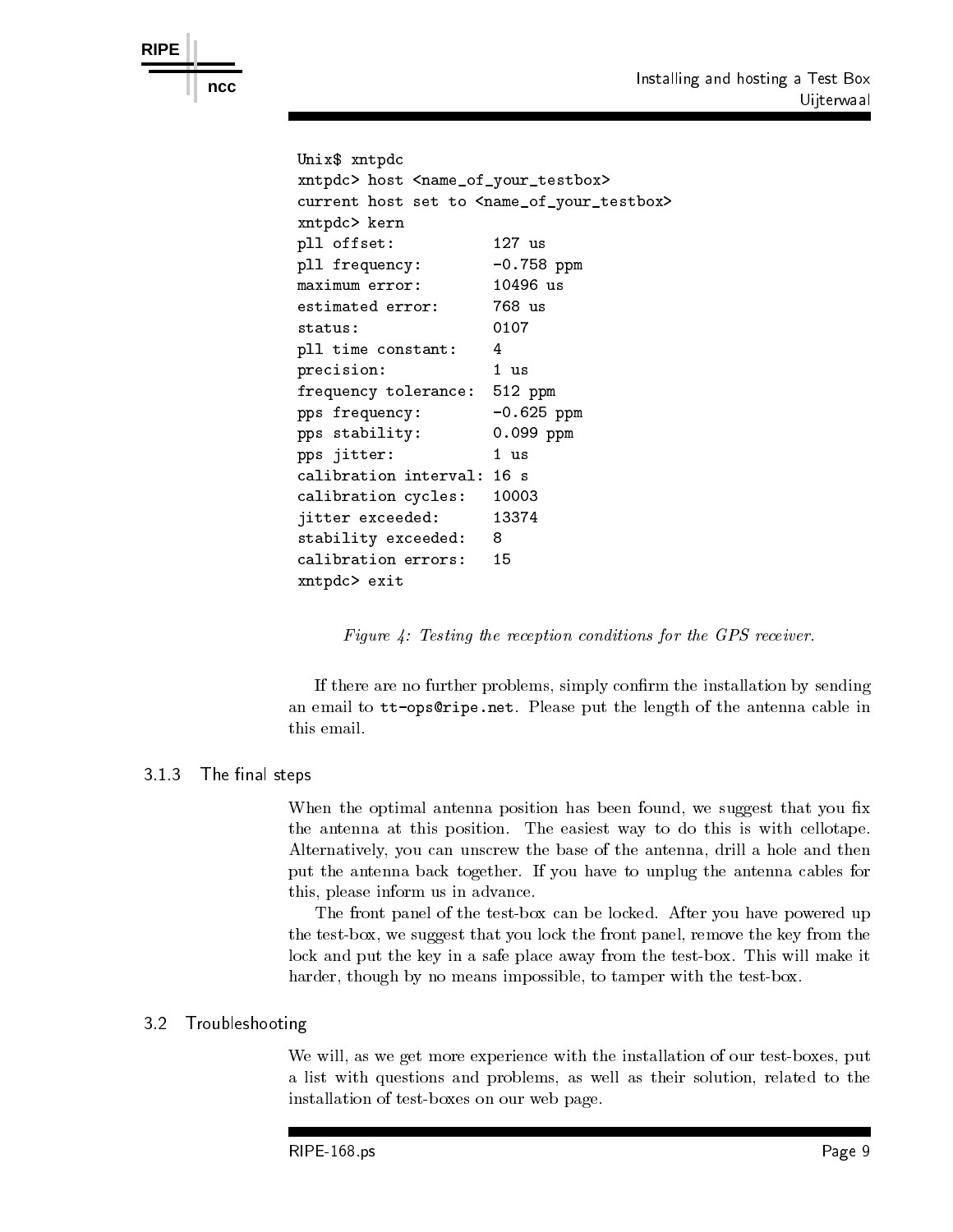```
Unix$ xntpdc
xntpdc> host <name_of_your_testbox>
current host set to <name_of_your_testbox>
xntpdc> kern
pll offset:           127 us
pll frequency:        -0.758 ppm
maximum error:        10496 us
estimated error:      768 us
status:               0107
pll time constant:    4
precision:            1 us
frequency tolerance:  512 ppm
pps frequency:        -0.625 ppm
pps stability:        0.099 ppm
pps jitter:           1 us
calibration interval: 16 s
calibration cycles:   10003
jitter exceeded:      13374
stability exceeded:   8
calibration errors:   15
xntpdc> exit
```

*Figure 4: Testing the reception conditions for the GPS receiver.*

If there are no further problems, simply confirm the installation by sending an email to `tt-ops@ripe.net`. Please put the length of the antenna cable in this email.

### 3.1.3 The final steps

When the optimal antenna position has been found, we suggest that you fix the antenna at this position. The easiest way to do this is with cellotape. Alternatively, you can unscrew the base of the antenna, drill a hole and then put the antenna back together. If you have to unplug the antenna cables for this, please inform us in advance.

The front panel of the test-box can be locked. After you have powered up the test-box, we suggest that you lock the front panel, remove the key from the lock and put the key in a safe place away from the test-box. This will make it harder, though by no means impossible, to tamper with the test-box.

## 3.2 Troubleshooting

We will, as we get more experience with the installation of our test-boxes, put a list with questions and problems, as well as their solution, related to the installation of test-boxes on our web page.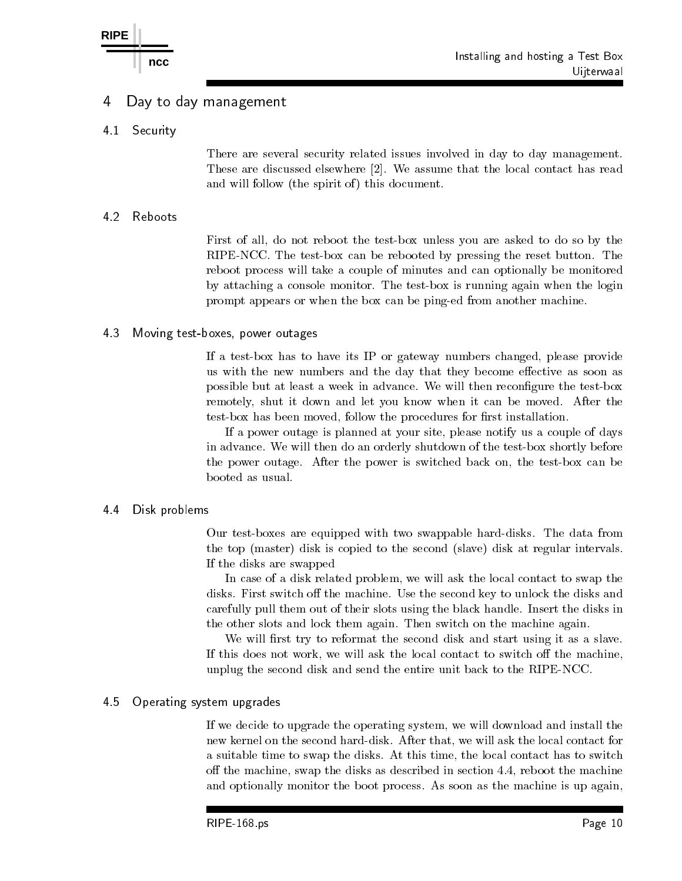# 4 Day to day management

## 4.1 Security

There are several security related issues involved in day to day management. These are discussed elsewhere [2]. We assume that the local contact has read and will follow (the spirit of) this document.

## 4.2 Reboots

First of all, do not reboot the test-box unless you are asked to do so by the RIPE-NCC. The test-box can be rebooted by pressing the reset button. The reboot process will take a couple of minutes and can optionally be monitored by attaching a console monitor. The test-box is running again when the login prompt appears or when the box can be ping-ed from another machine.

## 4.3 Moving test-boxes, power outages

If a test-box has to have its IP or gateway numbers changed, please provide us with the new numbers and the day that they become effective as soon as possible but at least a week in advance. We will then reconfigure the test-box remotely, shut it down and let you know when it can be moved. After the test-box has been moved, follow the procedures for first installation.

If a power outage is planned at your site, please notify us a couple of days in advance. We will then do an orderly shutdown of the test-box shortly before the power outage. After the power is switched back on, the test-box can be booted as usual.

## 4.4 Disk problems

Our test-boxes are equipped with two swappable hard-disks. The data from the top (master) disk is copied to the second (slave) disk at regular intervals. If the disks are swapped

In case of a disk related problem, we will ask the local contact to swap the disks. First switch off the machine. Use the second key to unlock the disks and carefully pull them out of their slots using the black handle. Insert the disks in the other slots and lock them again. Then switch on the machine again.

We will first try to reformat the second disk and start using it as a slave. If this does not work, we will ask the local contact to switch off the machine, unplug the second disk and send the entire unit back to the RIPE-NCC.

## 4.5 Operating system upgrades

If we decide to upgrade the operating system, we will download and install the new kernel on the second hard-disk. After that, we will ask the local contact for a suitable time to swap the disks. At this time, the local contact has to switch off the machine, swap the disks as described in section 4.4, reboot the machine and optionally monitor the boot process. As soon as the machine is up again,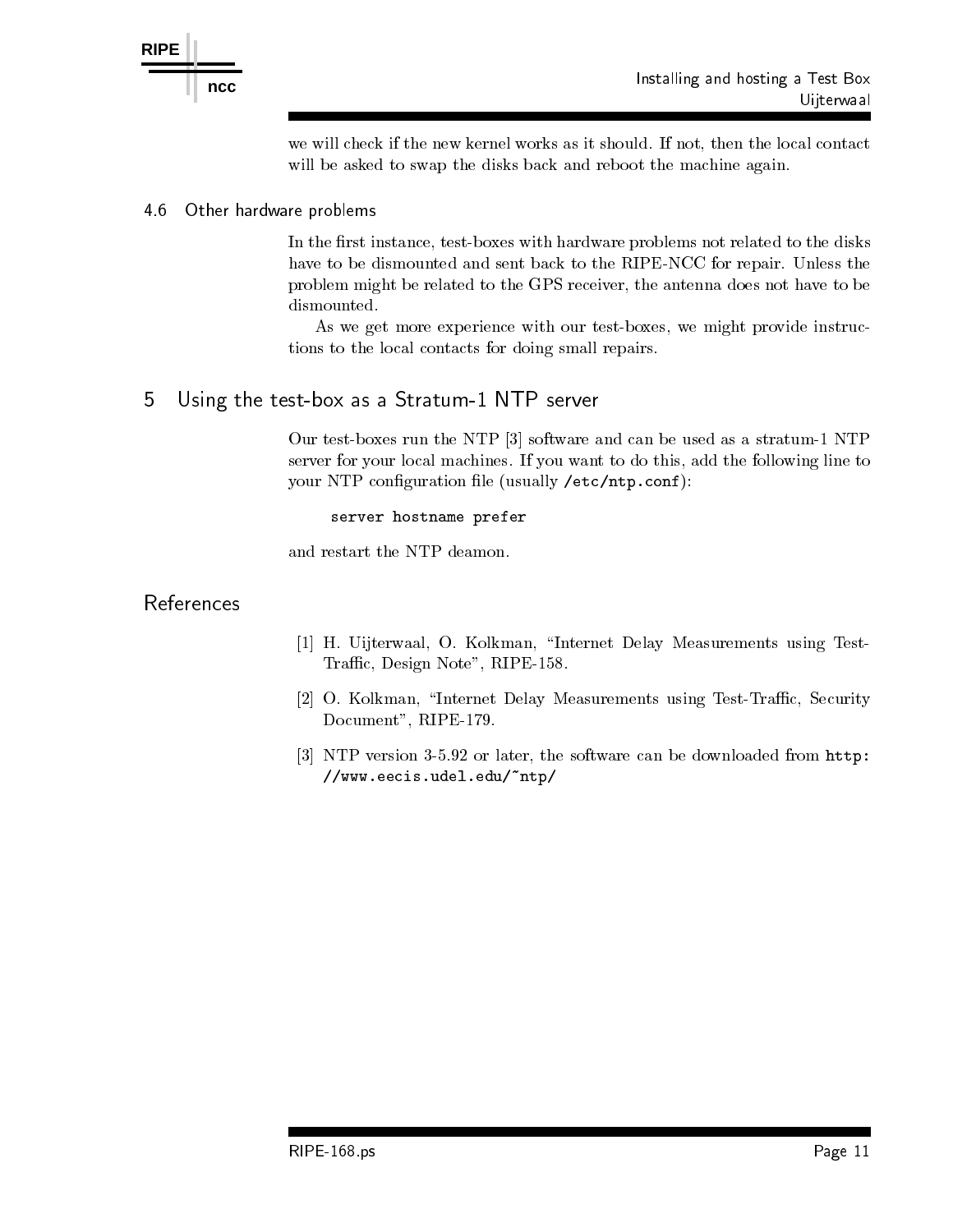we will check if the new kernel works as it should. If not, then the local contact will be asked to swap the disks back and reboot the machine again.

### 4.6 Other hardware problems

In the first instance, test-boxes with hardware problems not related to the disks have to be dismounted and sent back to the RIPE-NCC for repair. Unless the problem might be related to the GPS receiver, the antenna does not have to be dismounted.

As we get more experience with our test-boxes, we might provide instructions to the local contacts for doing small repairs.

## 5 Using the test-box as a Stratum-1 NTP server

Our test-boxes run the NTP [3] software and can be used as a stratum-1 NTP server for your local machines. If you want to do this, add the following line to your NTP configuration file (usually `/etc/ntp.conf`):

```
server hostname prefer
```

and restart the NTP deamon.

## References

[1] H. Uijterwaal, O. Kolkman, "Internet Delay Measurements using Test-Traffic, Design Note", RIPE-158.

[2] O. Kolkman, "Internet Delay Measurements using Test-Traffic, Security Document", RIPE-179.

[3] NTP version 3-5.92 or later, the software can be downloaded from `http://www.eecis.udel.edu/~ntp/`